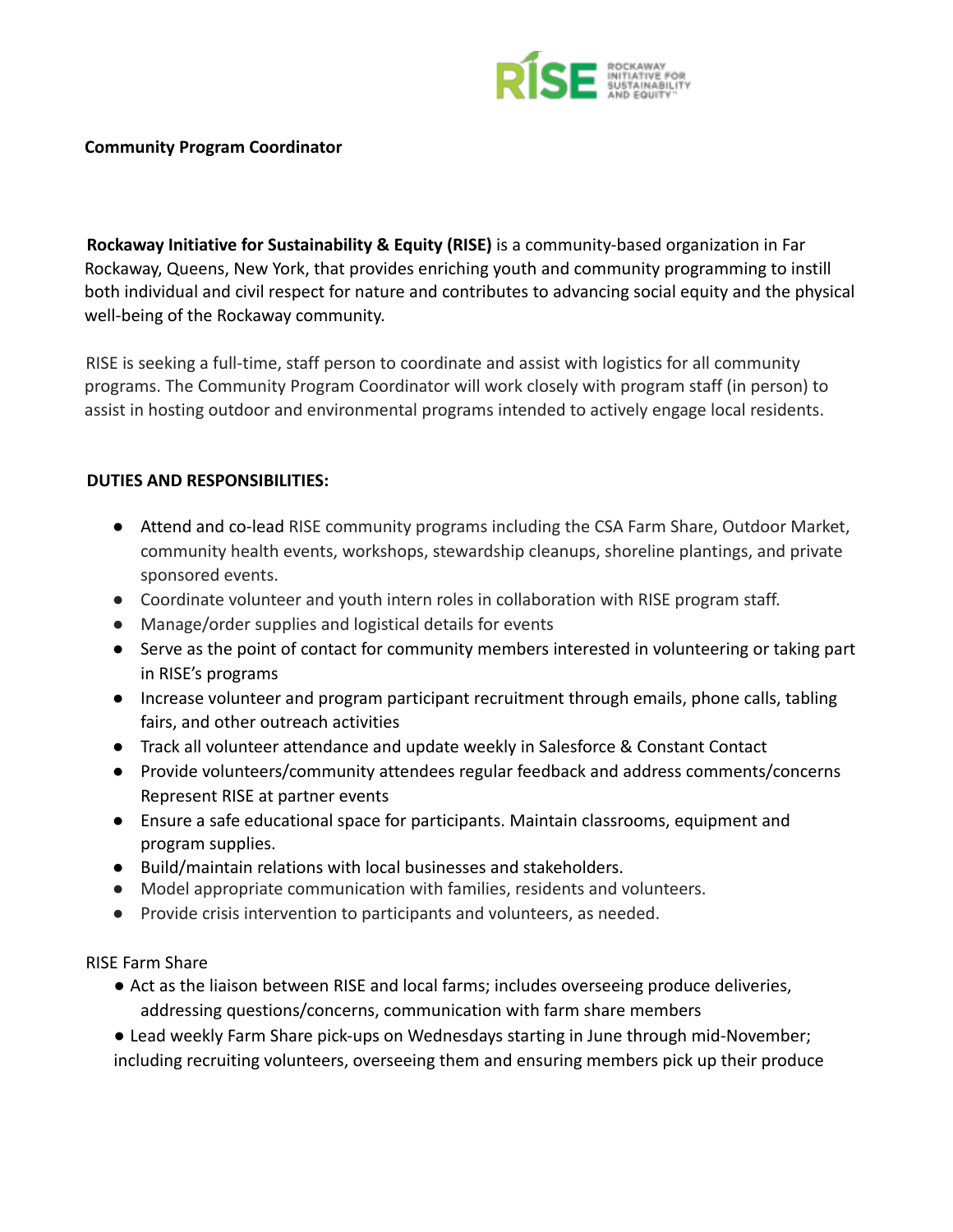**Community Program Coordinator**

**Rockaway Initiative for Sustainability & Equity (RISE)** is a community-based organization in Far Rockaway, Queens, New York, that provides enriching youth and community programming to instill both individual and civil respect for nature and contributes to advancing social equity and the physical well-being of the Rockaway community.

RISE is seeking a full-time, staff person to coordinate and assist with logistics for all community programs. The Community Program Coordinator will work closely with program staff (in person) to assist in hosting outdoor and environmental programs intended to actively engage local residents.

**DUTIES AND RESPONSIBILITIES:**

- Attend and co-lead RISE community programs including the CSA Farm Share, Outdoor Market, community health events, workshops, stewardship cleanups, shoreline plantings, and private sponsored events.
- Coordinate volunteer and youth intern roles in collaboration with RISE program staff.
- Manage/order supplies and logistical details for events
- Serve as the point of contact for community members interested in volunteering or taking part in RISE's programs
- Increase volunteer and program participant recruitment through emails, phone calls, tabling fairs, and other outreach activities
- Track all volunteer attendance and update weekly in Salesforce & Constant Contact
- Provide volunteers/community attendees regular feedback and address comments/concerns Represent RISE at partner events
- Ensure a safe educational space for participants. Maintain classrooms, equipment and program supplies.
- Build/maintain relations with local businesses and stakeholders.
- Model appropriate communication with families, residents and volunteers.
- Provide crisis intervention to participants and volunteers, as needed.

RISE Farm Share

- Act as the liaison between RISE and local farms; includes overseeing produce deliveries, addressing questions/concerns, communication with farm share members
- Lead weekly Farm Share pick-ups on Wednesdays starting in June through mid-November; including recruiting volunteers, overseeing them and ensuring members pick up their produce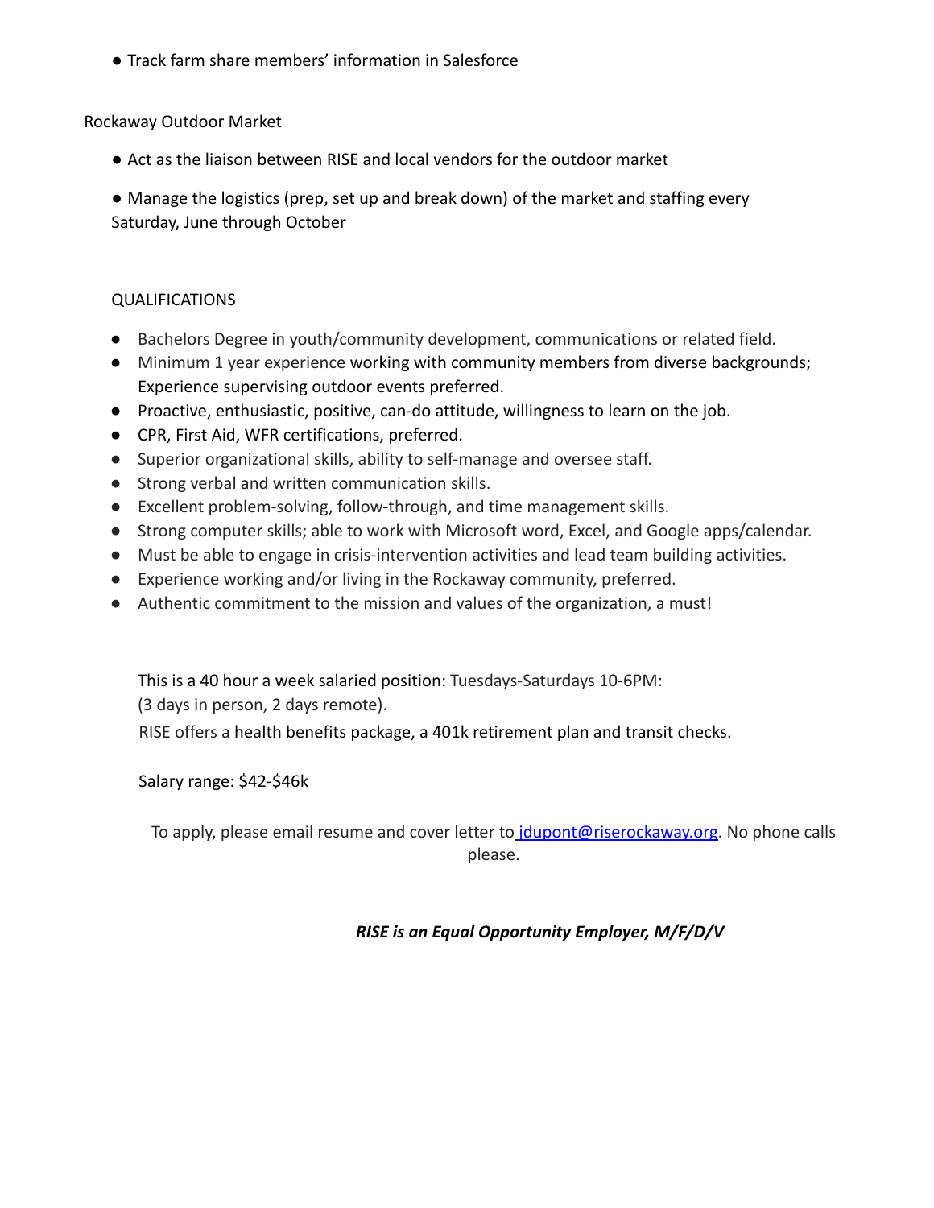- Track farm share members' information in Salesforce

Rockaway Outdoor Market

- Act as the liaison between RISE and local vendors for the outdoor market
- Manage the logistics (prep, set up and break down) of the market and staffing every Saturday, June through October

QUALIFICATIONS

- Bachelors Degree in youth/community development, communications or related field.
- Minimum 1 year experience working with community members from diverse backgrounds; Experience supervising outdoor events preferred.
- Proactive, enthusiastic, positive, can-do attitude, willingness to learn on the job.
- CPR, First Aid, WFR certifications, preferred.
- Superior organizational skills, ability to self-manage and oversee staff.
- Strong verbal and written communication skills.
- Excellent problem-solving, follow-through, and time management skills.
- Strong computer skills; able to work with Microsoft word, Excel, and Google apps/calendar.
- Must be able to engage in crisis-intervention activities and lead team building activities.
- Experience working and/or living in the Rockaway community, preferred.
- Authentic commitment to the mission and values of the organization, a must!

This is a 40 hour a week salaried position: Tuesdays-Saturdays 10-6PM:
(3 days in person, 2 days remote).
RISE offers a health benefits package, a 401k retirement plan and transit checks.

Salary range: $42-$46k

To apply, please email resume and cover letter to jdupont@riserockaway.org. No phone calls please.

***RISE is an Equal Opportunity Employer, M/F/D/V***